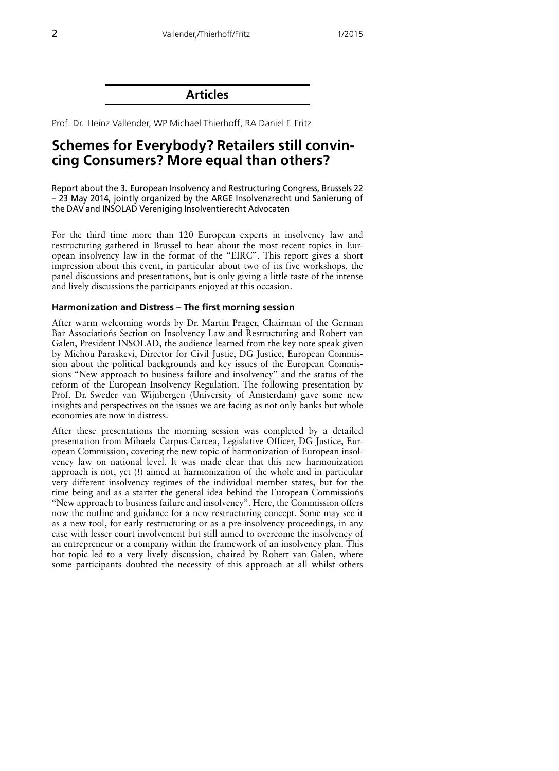## Articles

Prof. Dr. Heinz Vallender, WP Michael Thierhoff, RA Daniel F. Fritz

# Schemes for Everybody? Retailers still convincing Consumers? More equal than others?

Report about the 3. European Insolvency and Restructuring Congress, Brussels 22 – 23 May 2014, jointly organized by the ARGE Insolvenzrecht und Sanierung of the DAV and INSOLAD Vereniging Insolventierecht Advocaten

For the third time more than 120 European experts in insolvency law and restructuring gathered in Brussel to hear about the most recent topics in European insolvency law in the format of the "EIRC". This report gives a short impression about this event, in particular about two of its five workshops, the panel discussions and presentations, but is only giving a little taste of the intense and lively discussions the participants enjoyed at this occasion.

### Harmonization and Distress – The first morning session

After warm welcoming words by Dr. Martin Prager, Chairman of the German Bar Associatiońs Section on Insolvency Law and Restructuring and Robert van Galen, President INSOLAD, the audience learned from the key note speak given by Michou Paraskevi, Director for Civil Justic, DG Justice, European Commission about the political backgrounds and key issues of the European Commissions "New approach to business failure and insolvency" and the status of the reform of the European Insolvency Regulation. The following presentation by Prof. Dr. Sweder van Wijnbergen (University of Amsterdam) gave some new insights and perspectives on the issues we are facing as not only banks but whole economies are now in distress.

After these presentations the morning session was completed by a detailed presentation from Mihaela Carpus-Carcea, Legislative Officer, DG Justice, European Commission, covering the new topic of harmonization of European insolvency law on national level. It was made clear that this new harmonization approach is not, yet (!) aimed at harmonization of the whole and in particular very different insolvency regimes of the individual member states, but for the time being and as a starter the general idea behind the European Commissióńs "New approach to business failure and insolvency". Here, the Commission offers now the outline and guidance for a new restructuring concept. Some may see it as a new tool, for early restructuring or as a pre-insolvency proceedings, in any case with lesser court involvement but still aimed to overcome the insolvency of an entrepreneur or a company within the framework of an insolvency plan. This hot topic led to a very lively discussion, chaired by Robert van Galen, where some participants doubted the necessity of this approach at all whilst others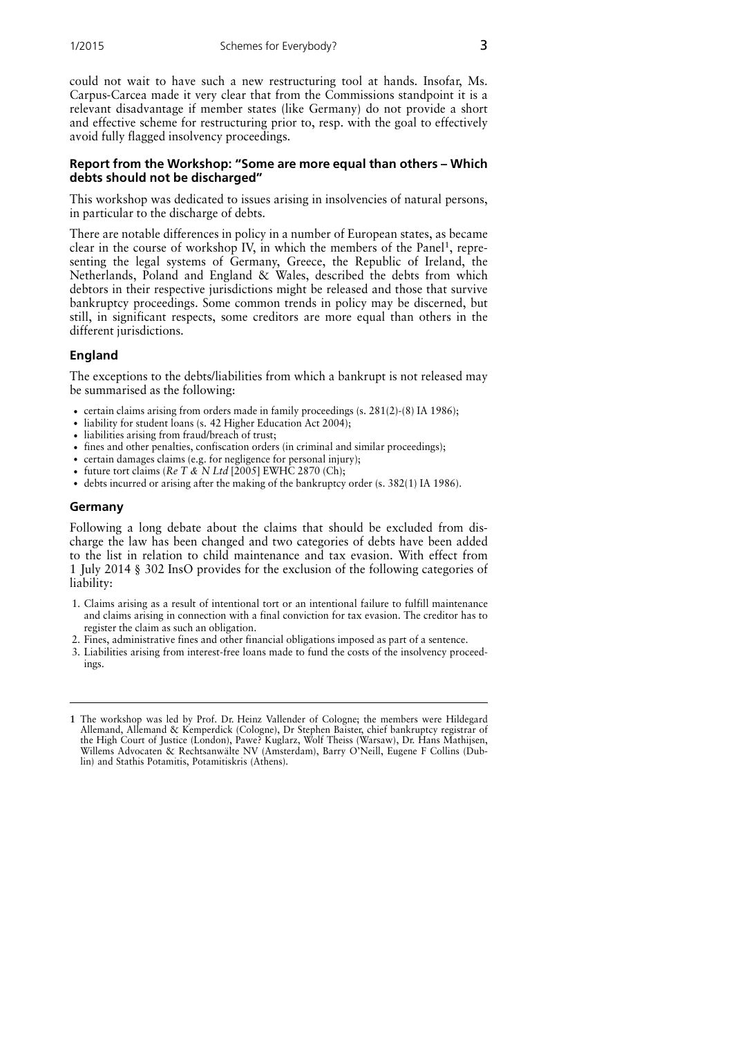could not wait to have such a new restructuring tool at hands. Insofar, Ms. Carpus-Carcea made it very clear that from the Commissions standpoint it is a relevant disadvantage if member states (like Germany) do not provide a short and effective scheme for restructuring prior to, resp. with the goal to effectively avoid fully flagged insolvency proceedings.

### Report from the Workshop: "Some are more equal than others – Which debts should not be discharged"

This workshop was dedicated to issues arising in insolvencies of natural persons, in particular to the discharge of debts.

There are notable differences in policy in a number of European states, as became clear in the course of workshop IV, in which the members of the Panel[1], representing the legal systems of Germany, Greece, the Republic of Ireland, the Netherlands, Poland and England & Wales, described the debts from which debtors in their respective jurisdictions might be released and those that survive bankruptcy proceedings. Some common trends in policy may be discerned, but still, in significant respects, some creditors are more equal than others in the different jurisdictions.

### England

The exceptions to the debts/liabilities from which a bankrupt is not released may be summarised as the following:

- certain claims arising from orders made in family proceedings (s. 281(2)-(8) IA 1986);
- liability for student loans (s. 42 Higher Education Act 2004);
- liabilities arising from fraud/breach of trust;
- fines and other penalties, confiscation orders (in criminal and similar proceedings);
- certain damages claims (e.g. for negligence for personal injury);
- future tort claims (*Re T & N Ltd* [2005] EWHC 2870 (Ch);
- debts incurred or arising after the making of the bankruptcy order (s. 382(1) IA 1986).

### Germany

Following a long debate about the claims that should be excluded from discharge the law has been changed and two categories of debts have been added to the list in relation to child maintenance and tax evasion. With effect from 1 July 2014 § 302 InsO provides for the exclusion of the following categories of liability:

1. Claims arising as a result of intentional tort or an intentional failure to fulfill maintenance and claims arising in connection with a final conviction for tax evasion. The creditor has to register the claim as such an obligation.
2. Fines, administrative fines and other financial obligations imposed as part of a sentence.
3. Liabilities arising from interest-free loans made to fund the costs of the insolvency proceedings.

---

[1] The workshop was led by Prof. Dr. Heinz Vallender of Cologne; the members were Hildegard Allemand, Allemand & Kemperdick (Cologne), Dr Stephen Baister, chief bankruptcy registrar of the High Court of Justice (London), Pawe? Kuglarz, Wolf Theiss (Warsaw), Dr. Hans Mathijsen, Willems Advocaten & Rechtsanwälte NV (Amsterdam), Barry O'Neill, Eugene F Collins (Dublin) and Stathis Potamitis, Potamitiskris (Athens).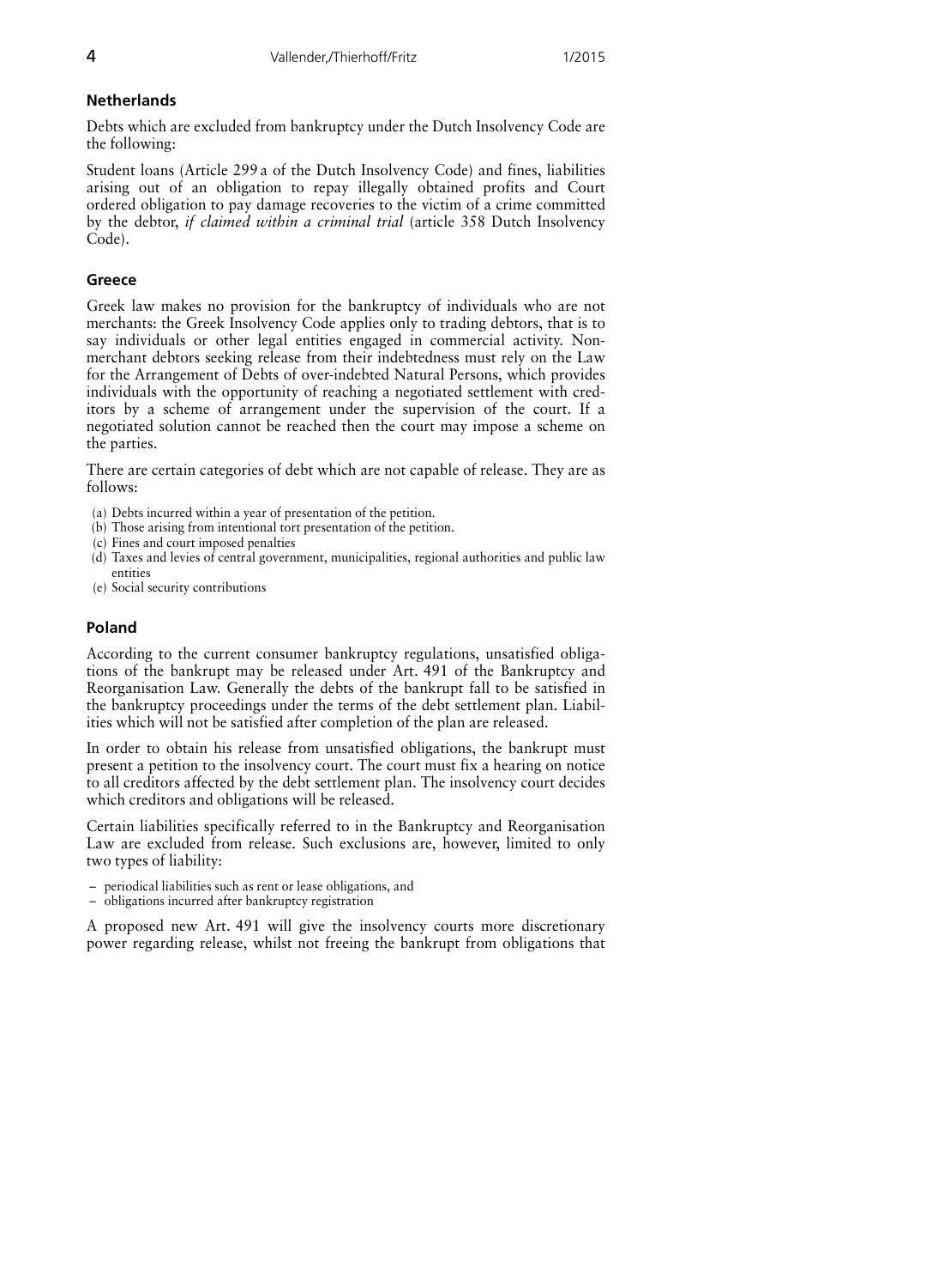## Netherlands

Debts which are excluded from bankruptcy under the Dutch Insolvency Code are the following:

Student loans (Article 299 a of the Dutch Insolvency Code) and fines, liabilities arising out of an obligation to repay illegally obtained profits and Court ordered obligation to pay damage recoveries to the victim of a crime committed by the debtor, *if claimed within a criminal trial* (article 358 Dutch Insolvency Code).

## Greece

Greek law makes no provision for the bankruptcy of individuals who are not merchants: the Greek Insolvency Code applies only to trading debtors, that is to say individuals or other legal entities engaged in commercial activity. Non-merchant debtors seeking release from their indebtedness must rely on the Law for the Arrangement of Debts of over-indebted Natural Persons, which provides individuals with the opportunity of reaching a negotiated settlement with creditors by a scheme of arrangement under the supervision of the court. If a negotiated solution cannot be reached then the court may impose a scheme on the parties.

There are certain categories of debt which are not capable of release. They are as follows:

(a) Debts incurred within a year of presentation of the petition.
(b) Those arising from intentional tort presentation of the petition.
(c) Fines and court imposed penalties
(d) Taxes and levies of central government, municipalities, regional authorities and public law entities
(e) Social security contributions

## Poland

According to the current consumer bankruptcy regulations, unsatisfied obligations of the bankrupt may be released under Art. 491 of the Bankruptcy and Reorganisation Law. Generally the debts of the bankrupt fall to be satisfied in the bankruptcy proceedings under the terms of the debt settlement plan. Liabilities which will not be satisfied after completion of the plan are released.

In order to obtain his release from unsatisfied obligations, the bankrupt must present a petition to the insolvency court. The court must fix a hearing on notice to all creditors affected by the debt settlement plan. The insolvency court decides which creditors and obligations will be released.

Certain liabilities specifically referred to in the Bankruptcy and Reorganisation Law are excluded from release. Such exclusions are, however, limited to only two types of liability:

– periodical liabilities such as rent or lease obligations, and
– obligations incurred after bankruptcy registration

A proposed new Art. 491 will give the insolvency courts more discretionary power regarding release, whilst not freeing the bankrupt from obligations that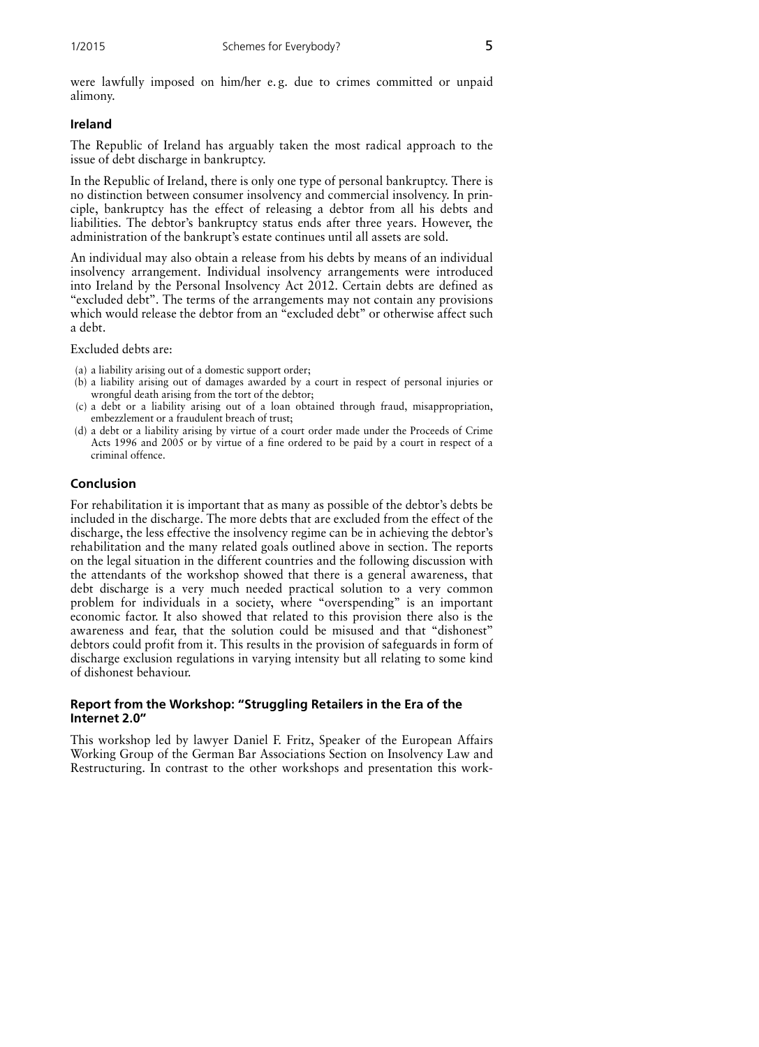were lawfully imposed on him/her e. g. due to crimes committed or unpaid alimony.

### Ireland

The Republic of Ireland has arguably taken the most radical approach to the issue of debt discharge in bankruptcy.

In the Republic of Ireland, there is only one type of personal bankruptcy. There is no distinction between consumer insolvency and commercial insolvency. In principle, bankruptcy has the effect of releasing a debtor from all his debts and liabilities. The debtor's bankruptcy status ends after three years. However, the administration of the bankrupt's estate continues until all assets are sold.

An individual may also obtain a release from his debts by means of an individual insolvency arrangement. Individual insolvency arrangements were introduced into Ireland by the Personal Insolvency Act 2012. Certain debts are defined as "excluded debt". The terms of the arrangements may not contain any provisions which would release the debtor from an "excluded debt" or otherwise affect such a debt.

Excluded debts are:

(a) a liability arising out of a domestic support order;
(b) a liability arising out of damages awarded by a court in respect of personal injuries or wrongful death arising from the tort of the debtor;
(c) a debt or a liability arising out of a loan obtained through fraud, misappropriation, embezzlement or a fraudulent breach of trust;
(d) a debt or a liability arising by virtue of a court order made under the Proceeds of Crime Acts 1996 and 2005 or by virtue of a fine ordered to be paid by a court in respect of a criminal offence.

### Conclusion

For rehabilitation it is important that as many as possible of the debtor's debts be included in the discharge. The more debts that are excluded from the effect of the discharge, the less effective the insolvency regime can be in achieving the debtor's rehabilitation and the many related goals outlined above in section. The reports on the legal situation in the different countries and the following discussion with the attendants of the workshop showed that there is a general awareness, that debt discharge is a very much needed practical solution to a very common problem for individuals in a society, where "overspending" is an important economic factor. It also showed that related to this provision there also is the awareness and fear, that the solution could be misused and that "dishonest" debtors could profit from it. This results in the provision of safeguards in form of discharge exclusion regulations in varying intensity but all relating to some kind of dishonest behaviour.

### Report from the Workshop: "Struggling Retailers in the Era of the Internet 2.0"

This workshop led by lawyer Daniel F. Fritz, Speaker of the European Affairs Working Group of the German Bar Associations Section on Insolvency Law and Restructuring. In contrast to the other workshops and presentation this work-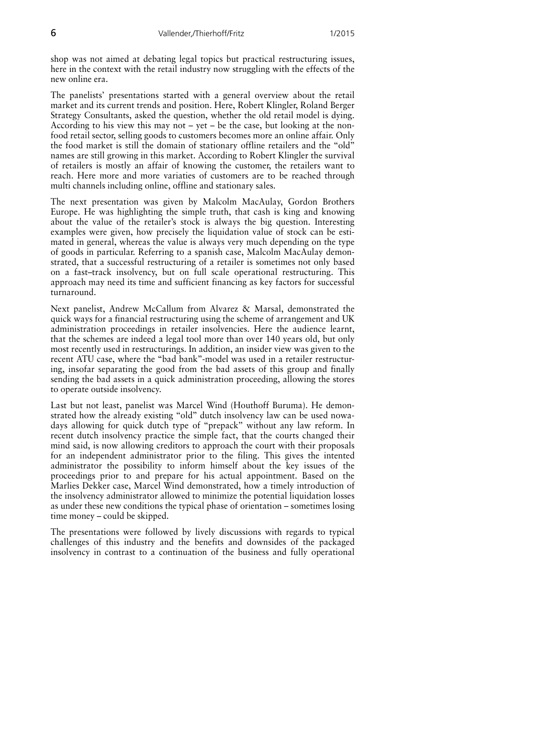shop was not aimed at debating legal topics but practical restructuring issues, here in the context with the retail industry now struggling with the effects of the new online era.

The panelists' presentations started with a general overview about the retail market and its current trends and position. Here, Robert Klingler, Roland Berger Strategy Consultants, asked the question, whether the old retail model is dying. According to his view this may not – yet – be the case, but looking at the non-food retail sector, selling goods to customers becomes more an online affair. Only the food market is still the domain of stationary offline retailers and the "old" names are still growing in this market. According to Robert Klingler the survival of retailers is mostly an affair of knowing the customer, the retailers want to reach. Here more and more variaties of customers are to be reached through multi channels including online, offline and stationary sales.

The next presentation was given by Malcolm MacAulay, Gordon Brothers Europe. He was highlighting the simple truth, that cash is king and knowing about the value of the retailer's stock is always the big question. Interesting examples were given, how precisely the liquidation value of stock can be estimated in general, whereas the value is always very much depending on the type of goods in particular. Referring to a spanish case, Malcolm MacAulay demonstrated, that a successful restructuring of a retailer is sometimes not only based on a fast–track insolvency, but on full scale operational restructuring. This approach may need its time and sufficient financing as key factors for successful turnaround.

Next panelist, Andrew McCallum from Alvarez & Marsal, demonstrated the quick ways for a financial restructuring using the scheme of arrangement and UK administration proceedings in retailer insolvencies. Here the audience learnt, that the schemes are indeed a legal tool more than over 140 years old, but only most recently used in restructurings. In addition, an insider view was given to the recent ATU case, where the "bad bank"-model was used in a retailer restructuring, insofar separating the good from the bad assets of this group and finally sending the bad assets in a quick administration proceeding, allowing the stores to operate outside insolvency.

Last but not least, panelist was Marcel Wind (Houthoff Buruma). He demonstrated how the already existing "old" dutch insolvency law can be used nowadays allowing for quick dutch type of "prepack" without any law reform. In recent dutch insolvency practice the simple fact, that the courts changed their mind said, is now allowing creditors to approach the court with their proposals for an independent administrator prior to the filing. This gives the intented administrator the possibility to inform himself about the key issues of the proceedings prior to and prepare for his actual appointment. Based on the Marlies Dekker case, Marcel Wind demonstrated, how a timely introduction of the insolvency administrator allowed to minimize the potential liquidation losses as under these new conditions the typical phase of orientation – sometimes losing time money – could be skipped.

The presentations were followed by lively discussions with regards to typical challenges of this industry and the benefits and downsides of the packaged insolvency in contrast to a continuation of the business and fully operational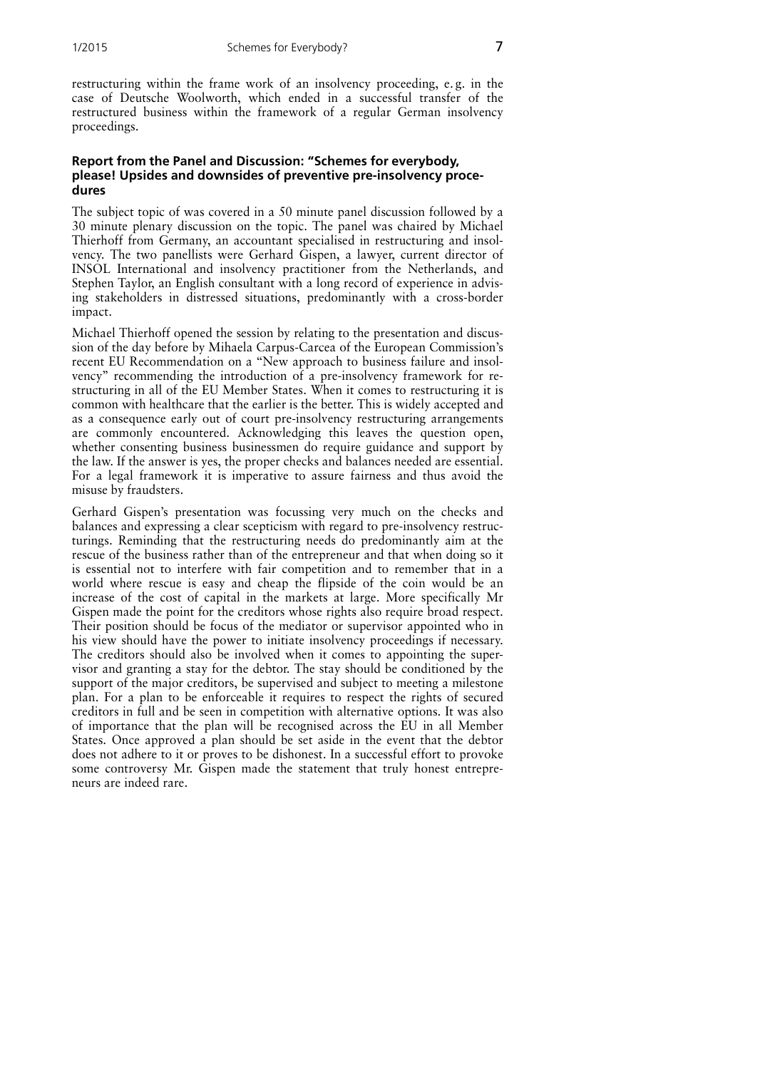restructuring within the frame work of an insolvency proceeding, e. g. in the case of Deutsche Woolworth, which ended in a successful transfer of the restructured business within the framework of a regular German insolvency proceedings.

## Report from the Panel and Discussion: "Schemes for everybody, please! Upsides and downsides of preventive pre-insolvency procedures

The subject topic of was covered in a 50 minute panel discussion followed by a 30 minute plenary discussion on the topic. The panel was chaired by Michael Thierhoff from Germany, an accountant specialised in restructuring and insolvency. The two panellists were Gerhard Gispen, a lawyer, current director of INSOL International and insolvency practitioner from the Netherlands, and Stephen Taylor, an English consultant with a long record of experience in advising stakeholders in distressed situations, predominantly with a cross-border impact.

Michael Thierhoff opened the session by relating to the presentation and discussion of the day before by Mihaela Carpus-Carcea of the European Commission's recent EU Recommendation on a "New approach to business failure and insolvency" recommending the introduction of a pre-insolvency framework for restructuring in all of the EU Member States. When it comes to restructuring it is common with healthcare that the earlier is the better. This is widely accepted and as a consequence early out of court pre-insolvency restructuring arrangements are commonly encountered. Acknowledging this leaves the question open, whether consenting business businessmen do require guidance and support by the law. If the answer is yes, the proper checks and balances needed are essential. For a legal framework it is imperative to assure fairness and thus avoid the misuse by fraudsters.

Gerhard Gispen's presentation was focussing very much on the checks and balances and expressing a clear scepticism with regard to pre-insolvency restructurings. Reminding that the restructuring needs do predominantly aim at the rescue of the business rather than of the entrepreneur and that when doing so it is essential not to interfere with fair competition and to remember that in a world where rescue is easy and cheap the flipside of the coin would be an increase of the cost of capital in the markets at large. More specifically Mr Gispen made the point for the creditors whose rights also require broad respect. Their position should be focus of the mediator or supervisor appointed who in his view should have the power to initiate insolvency proceedings if necessary. The creditors should also be involved when it comes to appointing the supervisor and granting a stay for the debtor. The stay should be conditioned by the support of the major creditors, be supervised and subject to meeting a milestone plan. For a plan to be enforceable it requires to respect the rights of secured creditors in full and be seen in competition with alternative options. It was also of importance that the plan will be recognised across the EU in all Member States. Once approved a plan should be set aside in the event that the debtor does not adhere to it or proves to be dishonest. In a successful effort to provoke some controversy Mr. Gispen made the statement that truly honest entrepreneurs are indeed rare.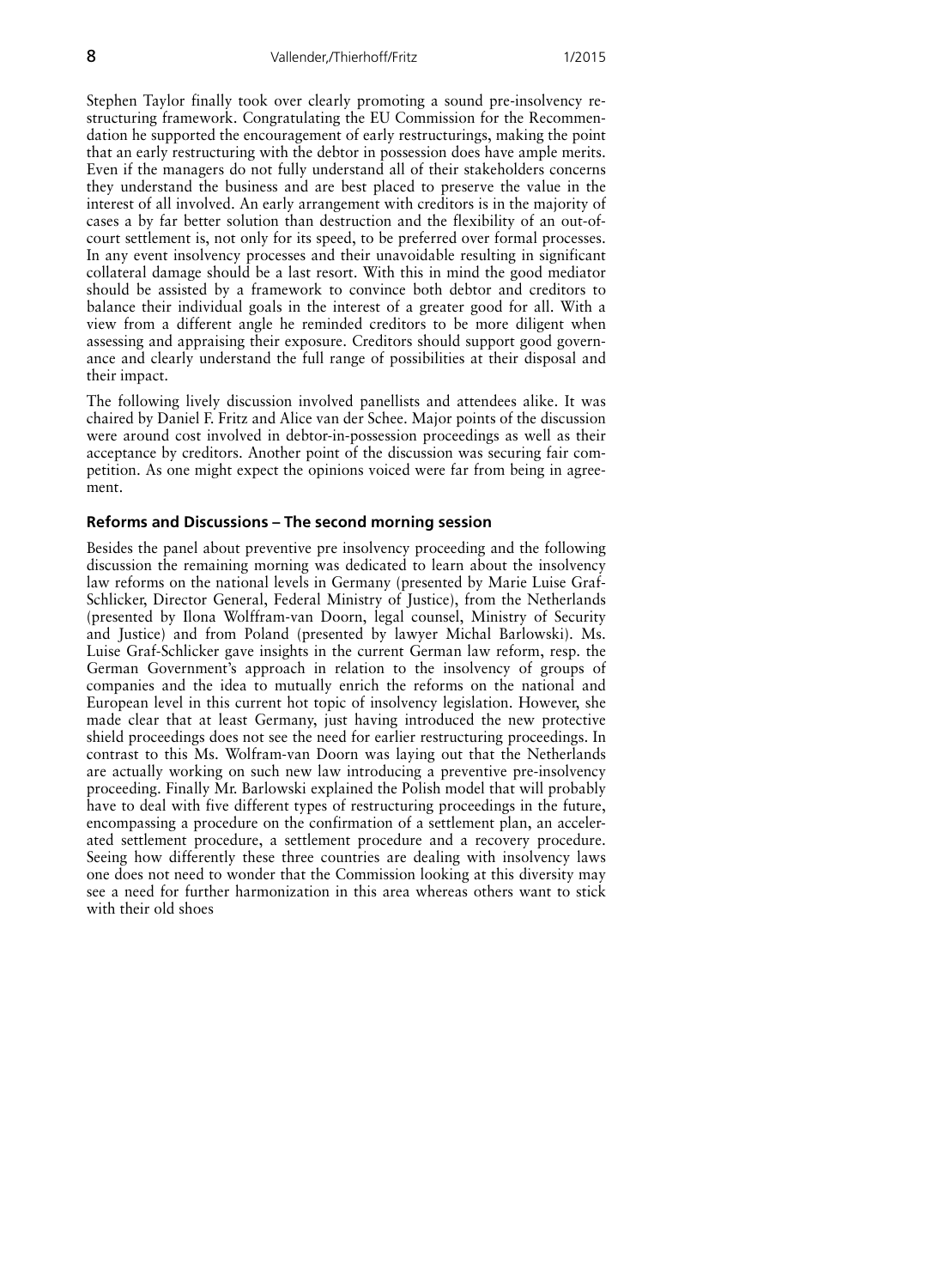Stephen Taylor finally took over clearly promoting a sound pre-insolvency restructuring framework. Congratulating the EU Commission for the Recommendation he supported the encouragement of early restructurings, making the point that an early restructuring with the debtor in possession does have ample merits. Even if the managers do not fully understand all of their stakeholders concerns they understand the business and are best placed to preserve the value in the interest of all involved. An early arrangement with creditors is in the majority of cases a by far better solution than destruction and the flexibility of an out-of-court settlement is, not only for its speed, to be preferred over formal processes. In any event insolvency processes and their unavoidable resulting in significant collateral damage should be a last resort. With this in mind the good mediator should be assisted by a framework to convince both debtor and creditors to balance their individual goals in the interest of a greater good for all. With a view from a different angle he reminded creditors to be more diligent when assessing and appraising their exposure. Creditors should support good governance and clearly understand the full range of possibilities at their disposal and their impact.

The following lively discussion involved panellists and attendees alike. It was chaired by Daniel F. Fritz and Alice van der Schee. Major points of the discussion were around cost involved in debtor-in-possession proceedings as well as their acceptance by creditors. Another point of the discussion was securing fair competition. As one might expect the opinions voiced were far from being in agreement.

### Reforms and Discussions – The second morning session

Besides the panel about preventive pre insolvency proceeding and the following discussion the remaining morning was dedicated to learn about the insolvency law reforms on the national levels in Germany (presented by Marie Luise Graf-Schlicker, Director General, Federal Ministry of Justice), from the Netherlands (presented by Ilona Wolffram-van Doorn, legal counsel, Ministry of Security and Justice) and from Poland (presented by lawyer Michal Barlowski). Ms. Luise Graf-Schlicker gave insights in the current German law reform, resp. the German Government's approach in relation to the insolvency of groups of companies and the idea to mutually enrich the reforms on the national and European level in this current hot topic of insolvency legislation. However, she made clear that at least Germany, just having introduced the new protective shield proceedings does not see the need for earlier restructuring proceedings. In contrast to this Ms. Wolfram-van Doorn was laying out that the Netherlands are actually working on such new law introducing a preventive pre-insolvency proceeding. Finally Mr. Barlowski explained the Polish model that will probably have to deal with five different types of restructuring proceedings in the future, encompassing a procedure on the confirmation of a settlement plan, an accelerated settlement procedure, a settlement procedure and a recovery procedure. Seeing how differently these three countries are dealing with insolvency laws one does not need to wonder that the Commission looking at this diversity may see a need for further harmonization in this area whereas others want to stick with their old shoes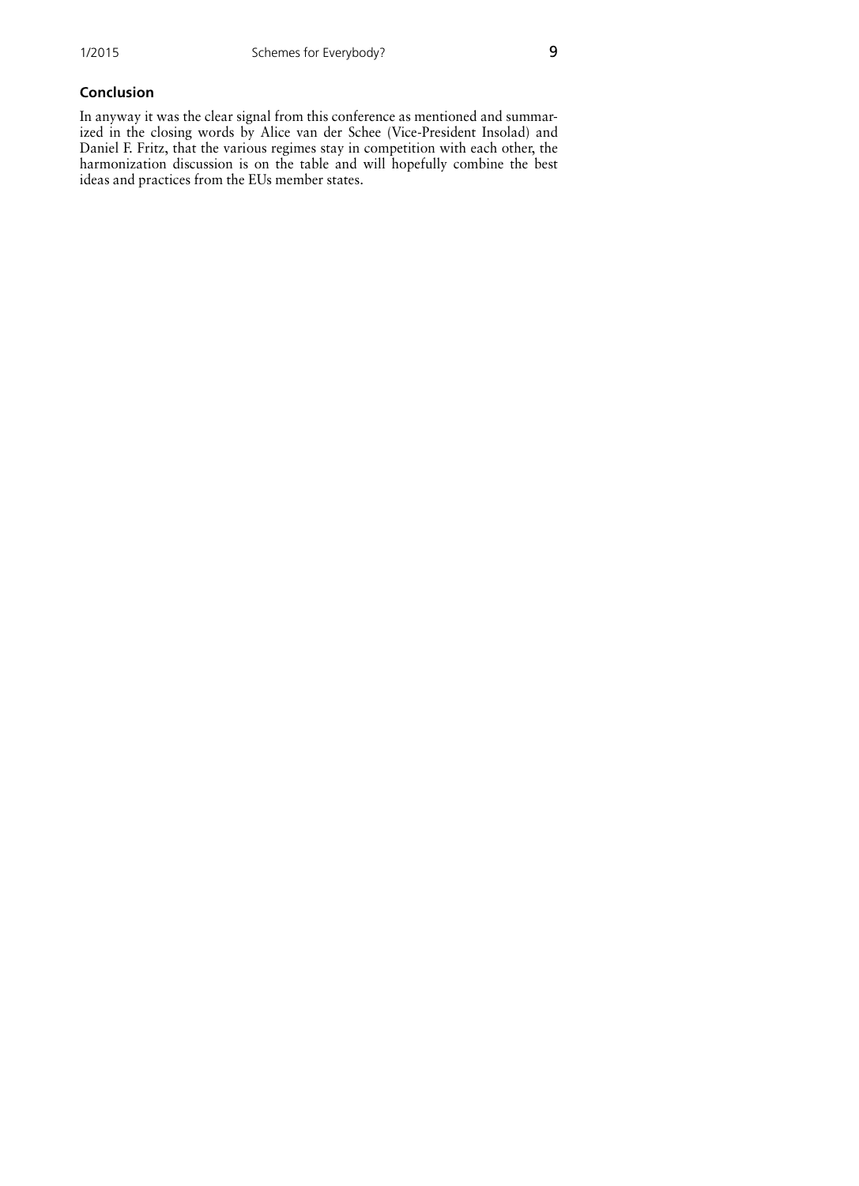## Conclusion

In anyway it was the clear signal from this conference as mentioned and summarized in the closing words by Alice van der Schee (Vice-President Insolad) and Daniel F. Fritz, that the various regimes stay in competition with each other, the harmonization discussion is on the table and will hopefully combine the best ideas and practices from the EUs member states.